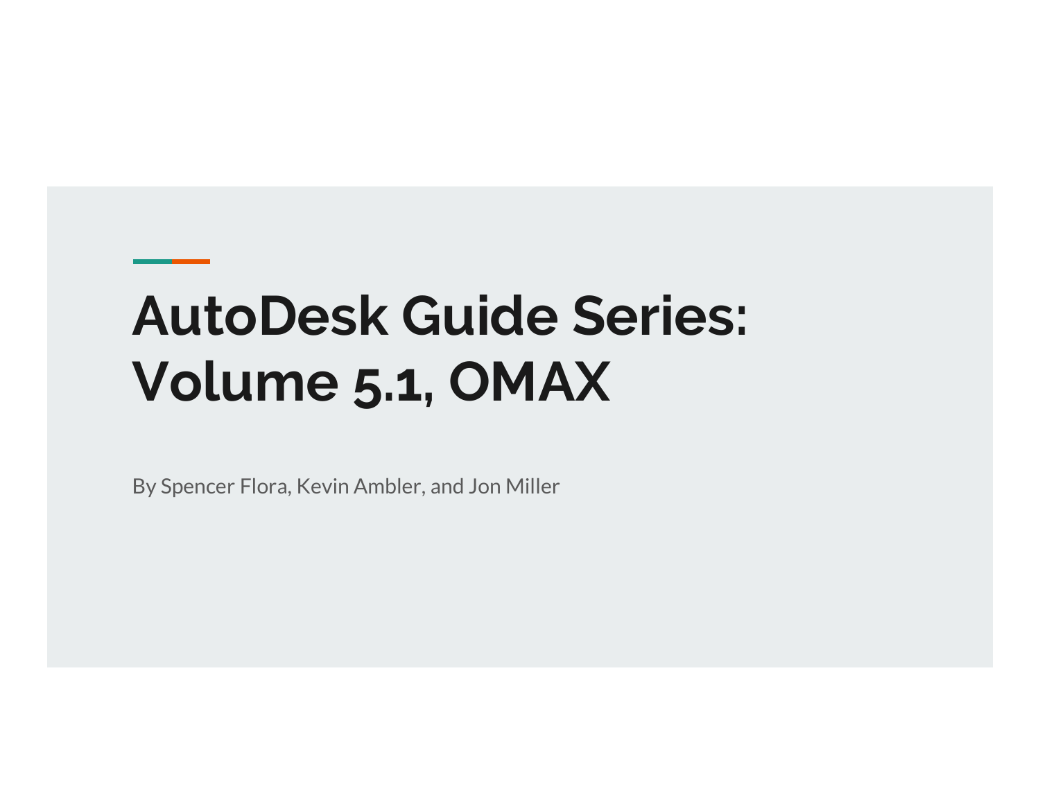# AutoDesk Guide Series: Volume 5.1, OMAX

By Spencer Flora, Kevin Ambler, and Jon Miller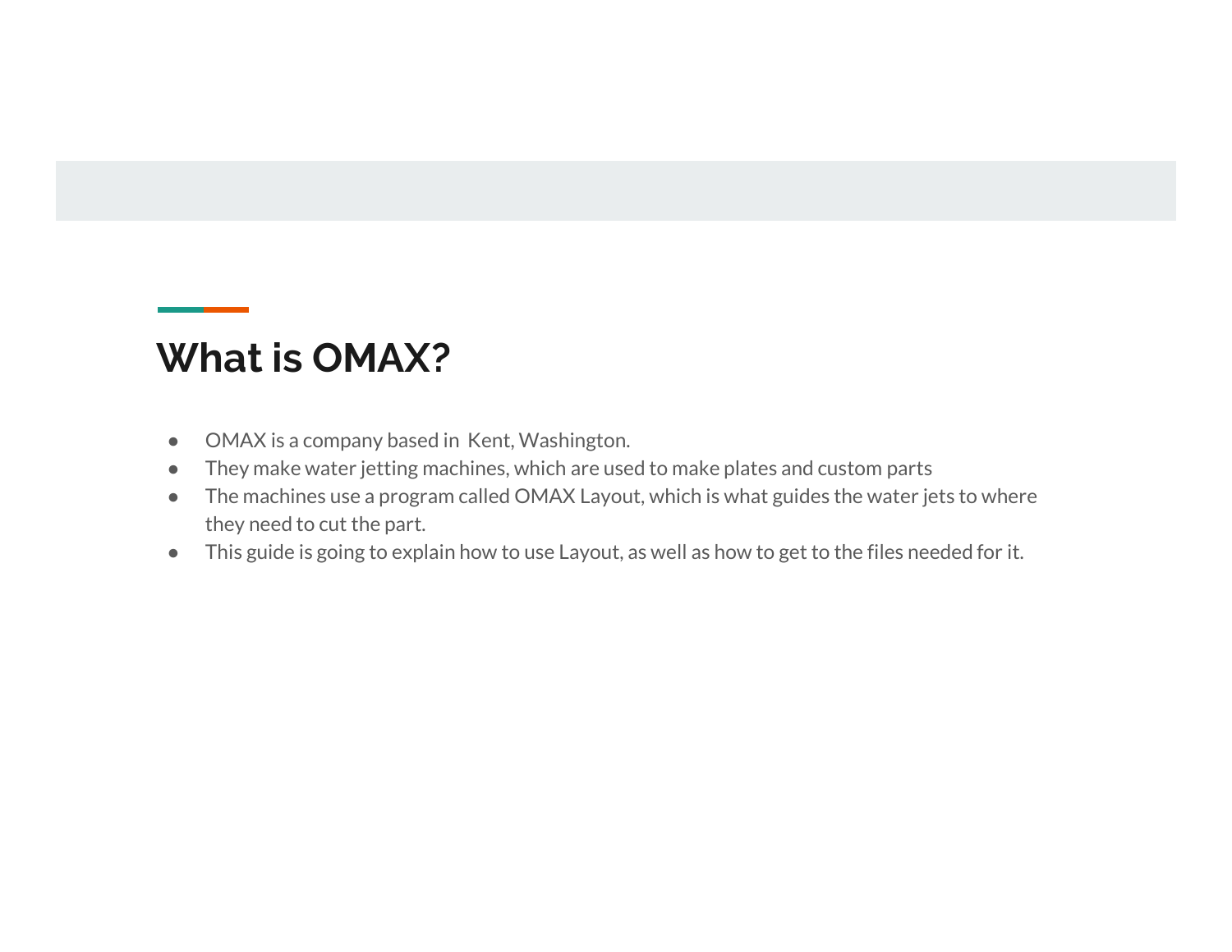# What is OMAX?

- OMAX is a company based in  Kent, Washington.
- They make water jetting machines, which are used to make plates and custom parts
- The machines use a program called OMAX Layout, which is what guides the water jets to where they need to cut the part.
- This guide is going to explain how to use Layout, as well as how to get to the files needed for it.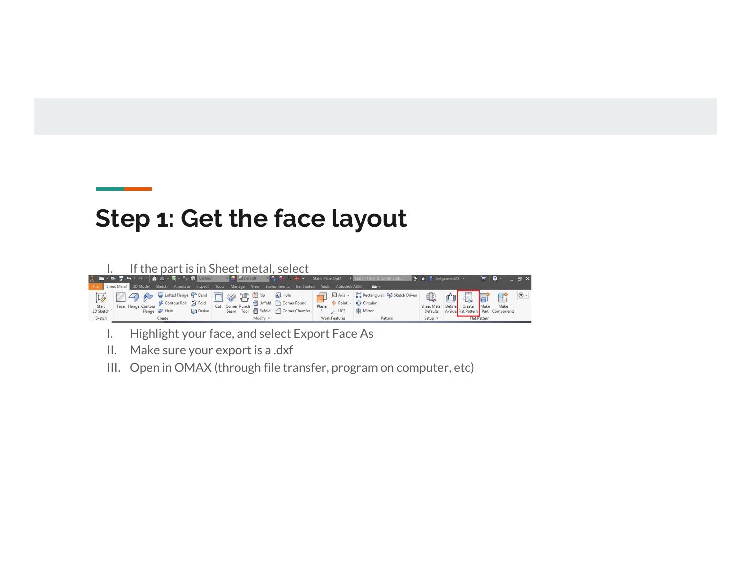# Step 1: Get the face layout

I. If the part is in Sheet metal, select

I. Highlight your face, and select Export Face As
II. Make sure your export is a .dxf
III. Open in OMAX (through file transfer, program on computer, etc)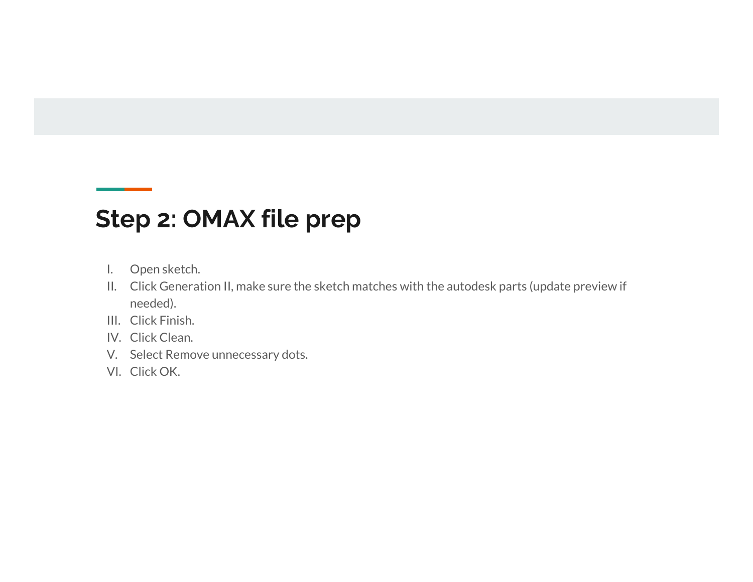## Step 2: OMAX file prep

I. Open sketch.
II. Click Generation II, make sure the sketch matches with the autodesk parts (update preview if needed).
III. Click Finish.
IV. Click Clean.
V. Select Remove unnecessary dots.
VI. Click OK.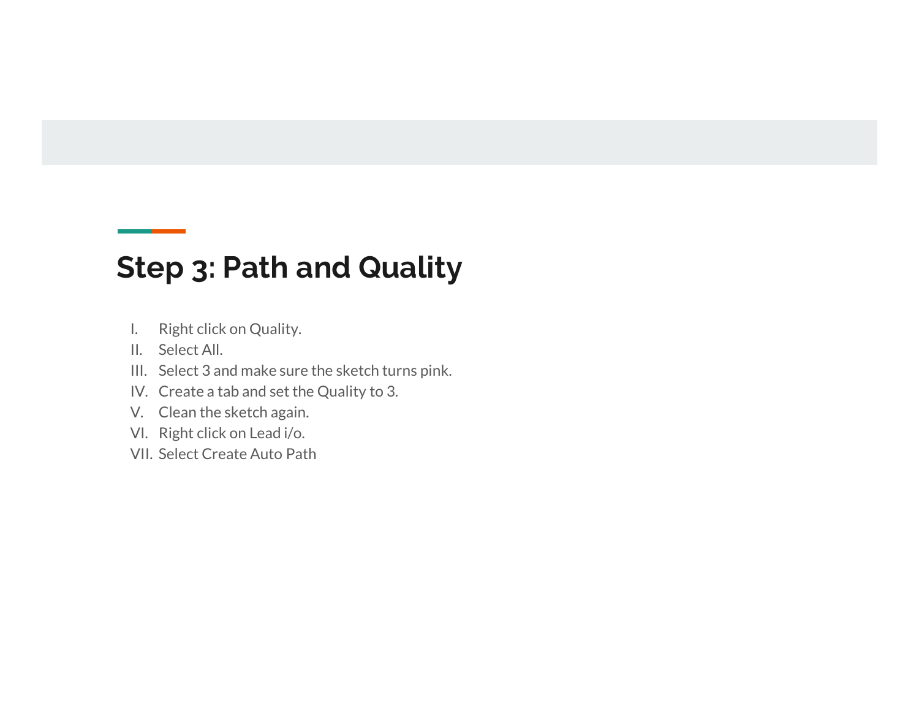## Step 3: Path and Quality

I. Right click on Quality.
II. Select All.
III. Select 3 and make sure the sketch turns pink.
IV. Create a tab and set the Quality to 3.
V. Clean the sketch again.
VI. Right click on Lead i/o.
VII. Select Create Auto Path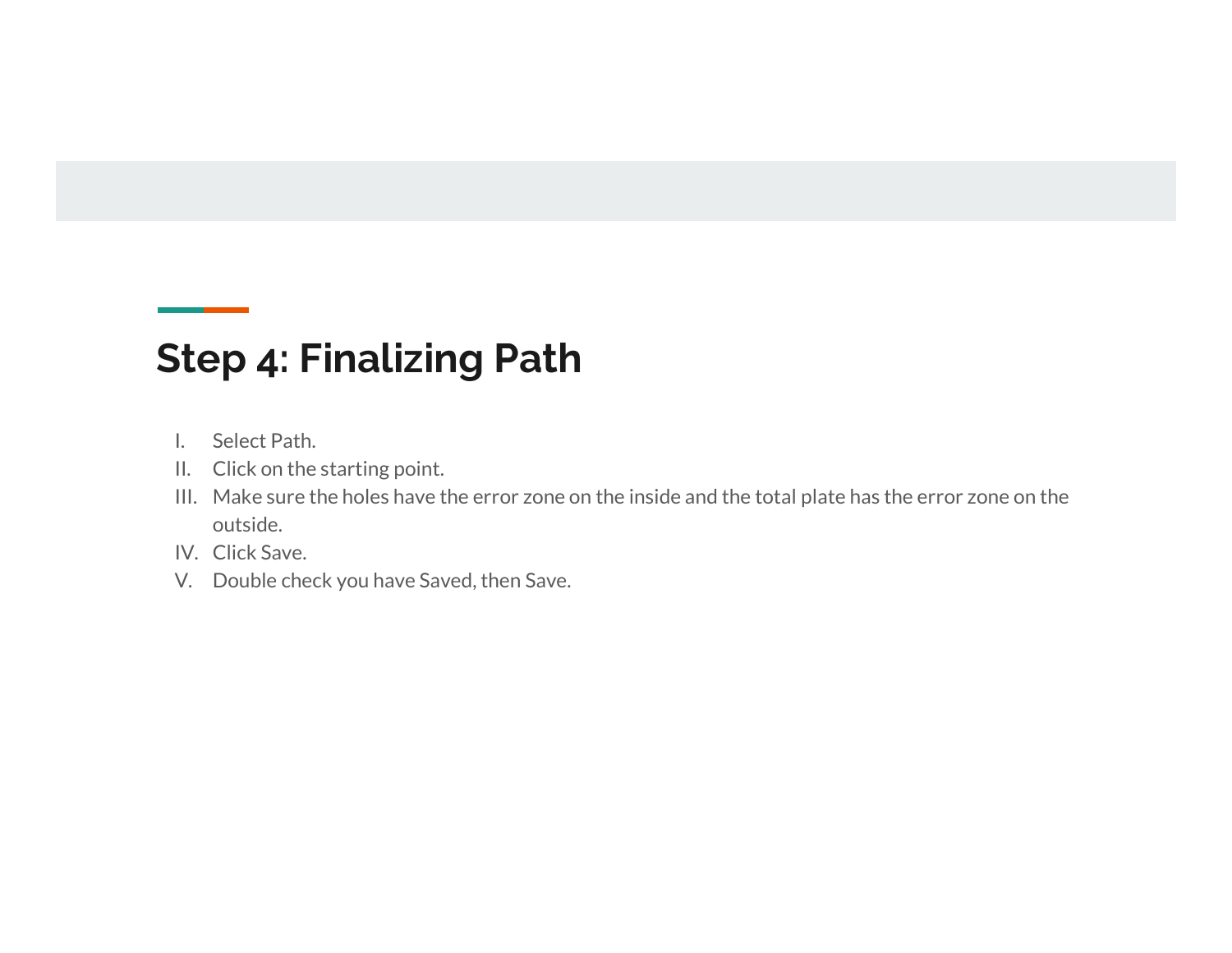## Step 4: Finalizing Path

I. Select Path.
II. Click on the starting point.
III. Make sure the holes have the error zone on the inside and the total plate has the error zone on the outside.
IV. Click Save.
V. Double check you have Saved, then Save.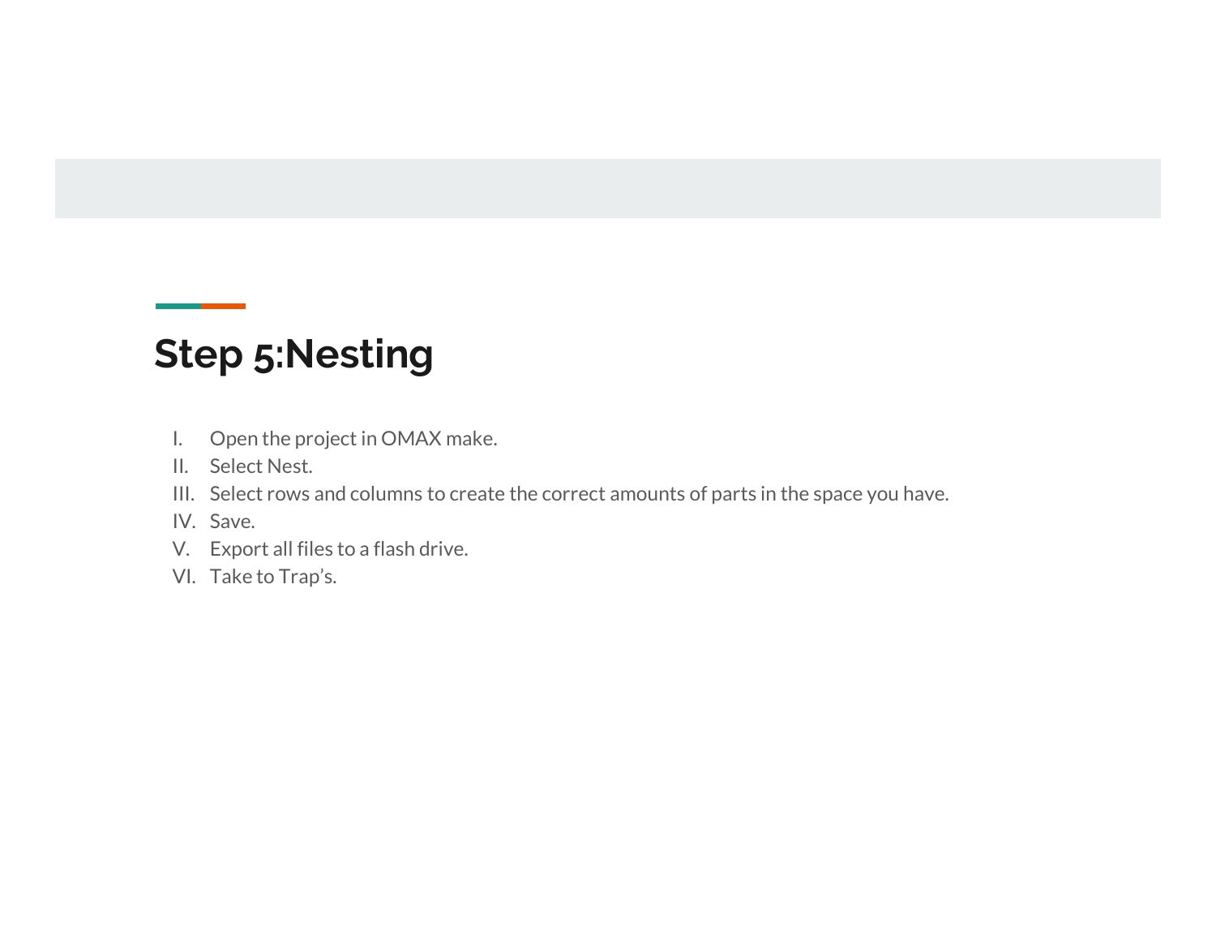## Step 5:Nesting

I. Open the project in OMAX make.
II. Select Nest.
III. Select rows and columns to create the correct amounts of parts in the space you have.
IV. Save.
V. Export all files to a flash drive.
VI. Take to Trap's.